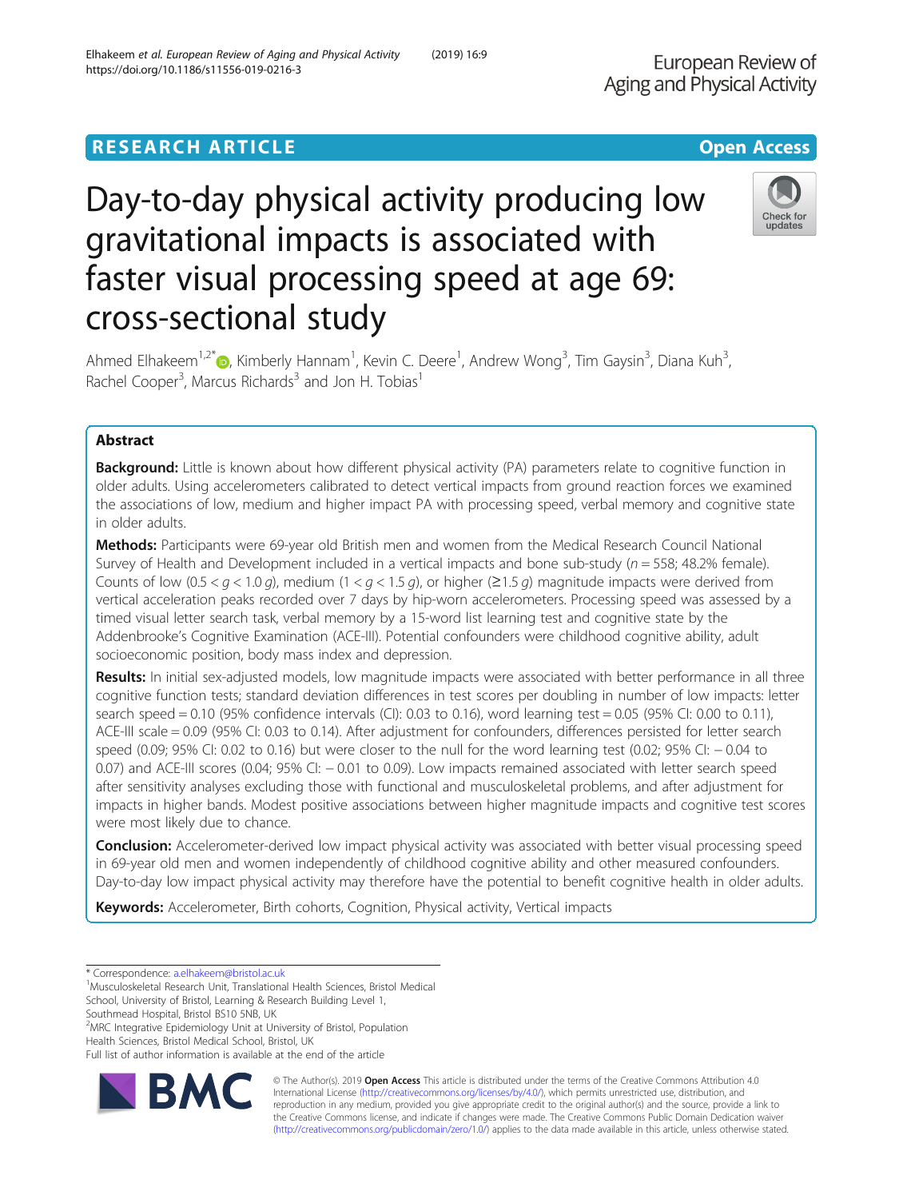RESEARCH ARTICLE

Open Access

# Day-to-day physical activity producing low gravitational impacts is associated with faster visual processing speed at age 69: cross-sectional study

Ahmed Elhakeem[1,2*], Kimberly Hannam[1], Kevin C. Deere[1], Andrew Wong[3], Tim Gaysin[3], Diana Kuh[3], Rachel Cooper[3], Marcus Richards[3] and Jon H. Tobias[1]

## Abstract

**Background:** Little is known about how different physical activity (PA) parameters relate to cognitive function in older adults. Using accelerometers calibrated to detect vertical impacts from ground reaction forces we examined the associations of low, medium and higher impact PA with processing speed, verbal memory and cognitive state in older adults.

**Methods:** Participants were 69-year old British men and women from the Medical Research Council National Survey of Health and Development included in a vertical impacts and bone sub-study ($n = 558$; 48.2% female). Counts of low ($0.5 < g < 1.0\ g$), medium ($1 < g < 1.5\ g$), or higher ($\geq 1.5\ g$) magnitude impacts were derived from vertical acceleration peaks recorded over 7 days by hip-worn accelerometers. Processing speed was assessed by a timed visual letter search task, verbal memory by a 15-word list learning test and cognitive state by the Addenbrooke's Cognitive Examination (ACE-III). Potential confounders were childhood cognitive ability, adult socioeconomic position, body mass index and depression.

**Results:** In initial sex-adjusted models, low magnitude impacts were associated with better performance in all three cognitive function tests; standard deviation differences in test scores per doubling in number of low impacts: letter search speed = 0.10 (95% confidence intervals (CI): 0.03 to 0.16), word learning test = 0.05 (95% CI: 0.00 to 0.11), ACE-III scale = 0.09 (95% CI: 0.03 to 0.14). After adjustment for confounders, differences persisted for letter search speed (0.09; 95% CI: 0.02 to 0.16) but were closer to the null for the word learning test (0.02; 95% CI: − 0.04 to 0.07) and ACE-III scores (0.04; 95% CI: − 0.01 to 0.09). Low impacts remained associated with letter search speed after sensitivity analyses excluding those with functional and musculoskeletal problems, and after adjustment for impacts in higher bands. Modest positive associations between higher magnitude impacts and cognitive test scores were most likely due to chance.

**Conclusion:** Accelerometer-derived low impact physical activity was associated with better visual processing speed in 69-year old men and women independently of childhood cognitive ability and other measured confounders. Day-to-day low impact physical activity may therefore have the potential to benefit cognitive health in older adults.

**Keywords:** Accelerometer, Birth cohorts, Cognition, Physical activity, Vertical impacts

\* Correspondence: a.elhakeem@bristol.ac.uk
[1]Musculoskeletal Research Unit, Translational Health Sciences, Bristol Medical School, University of Bristol, Learning & Research Building Level 1, Southmead Hospital, Bristol BS10 5NB, UK
[2]MRC Integrative Epidemiology Unit at University of Bristol, Population Health Sciences, Bristol Medical School, Bristol, UK
Full list of author information is available at the end of the article

© The Author(s). 2019 **Open Access** This article is distributed under the terms of the Creative Commons Attribution 4.0 International License (http://creativecommons.org/licenses/by/4.0/), which permits unrestricted use, distribution, and reproduction in any medium, provided you give appropriate credit to the original author(s) and the source, provide a link to the Creative Commons license, and indicate if changes were made. The Creative Commons Public Domain Dedication waiver (http://creativecommons.org/publicdomain/zero/1.0/) applies to the data made available in this article, unless otherwise stated.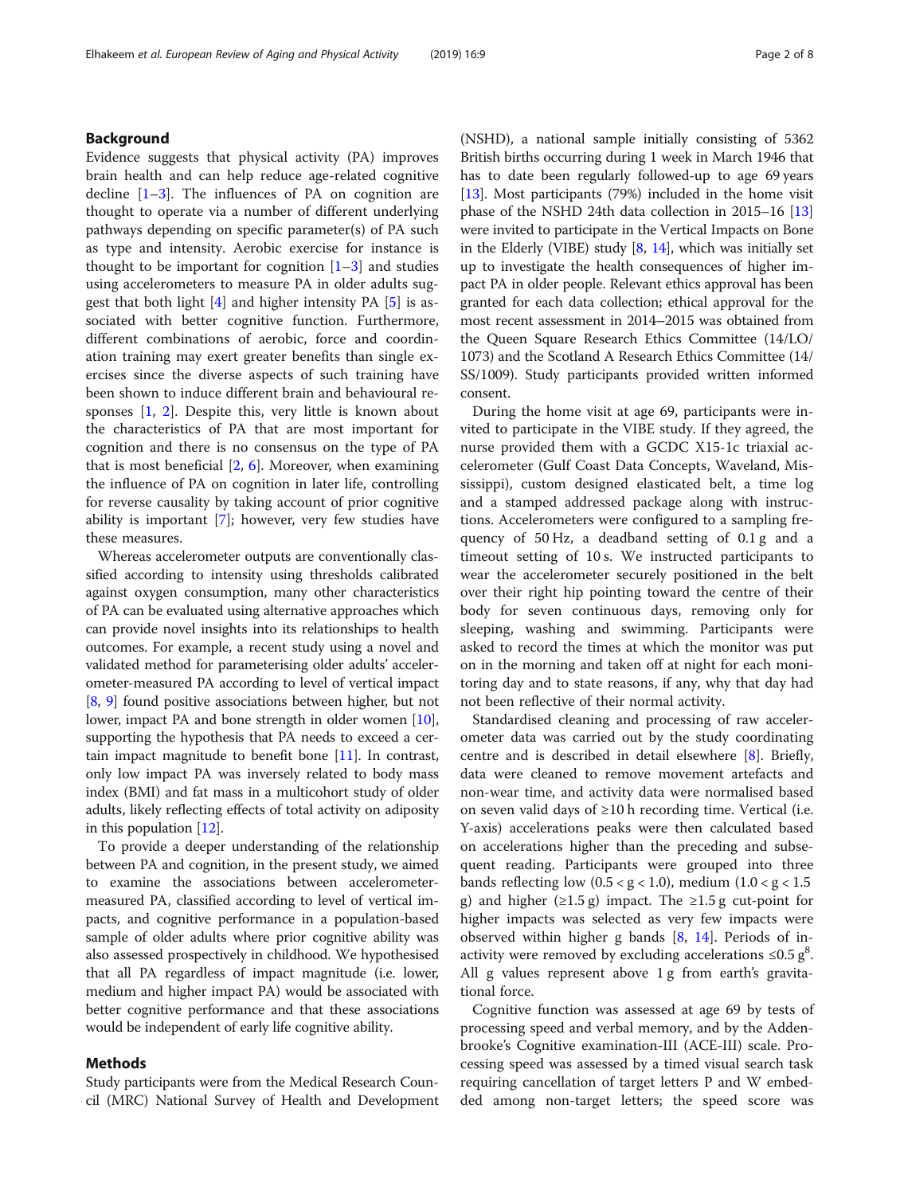## Background

Evidence suggests that physical activity (PA) improves brain health and can help reduce age-related cognitive decline [1–3]. The influences of PA on cognition are thought to operate via a number of different underlying pathways depending on specific parameter(s) of PA such as type and intensity. Aerobic exercise for instance is thought to be important for cognition [1–3] and studies using accelerometers to measure PA in older adults suggest that both light [4] and higher intensity PA [5] is associated with better cognitive function. Furthermore, different combinations of aerobic, force and coordination training may exert greater benefits than single exercises since the diverse aspects of such training have been shown to induce different brain and behavioural responses [1, 2]. Despite this, very little is known about the characteristics of PA that are most important for cognition and there is no consensus on the type of PA that is most beneficial [2, 6]. Moreover, when examining the influence of PA on cognition in later life, controlling for reverse causality by taking account of prior cognitive ability is important [7]; however, very few studies have these measures.

Whereas accelerometer outputs are conventionally classified according to intensity using thresholds calibrated against oxygen consumption, many other characteristics of PA can be evaluated using alternative approaches which can provide novel insights into its relationships to health outcomes. For example, a recent study using a novel and validated method for parameterising older adults' accelerometer-measured PA according to level of vertical impact [8, 9] found positive associations between higher, but not lower, impact PA and bone strength in older women [10], supporting the hypothesis that PA needs to exceed a certain impact magnitude to benefit bone [11]. In contrast, only low impact PA was inversely related to body mass index (BMI) and fat mass in a multicohort study of older adults, likely reflecting effects of total activity on adiposity in this population [12].

To provide a deeper understanding of the relationship between PA and cognition, in the present study, we aimed to examine the associations between accelerometer-measured PA, classified according to level of vertical impacts, and cognitive performance in a population-based sample of older adults where prior cognitive ability was also assessed prospectively in childhood. We hypothesised that all PA regardless of impact magnitude (i.e. lower, medium and higher impact PA) would be associated with better cognitive performance and that these associations would be independent of early life cognitive ability.

## Methods

Study participants were from the Medical Research Council (MRC) National Survey of Health and Development (NSHD), a national sample initially consisting of 5362 British births occurring during 1 week in March 1946 that has to date been regularly followed-up to age 69 years [13]. Most participants (79%) included in the home visit phase of the NSHD 24th data collection in 2015–16 [13] were invited to participate in the Vertical Impacts on Bone in the Elderly (VIBE) study [8, 14], which was initially set up to investigate the health consequences of higher impact PA in older people. Relevant ethics approval has been granted for each data collection; ethical approval for the most recent assessment in 2014–2015 was obtained from the Queen Square Research Ethics Committee (14/LO/1073) and the Scotland A Research Ethics Committee (14/SS/1009). Study participants provided written informed consent.

During the home visit at age 69, participants were invited to participate in the VIBE study. If they agreed, the nurse provided them with a GCDC X15-1c triaxial accelerometer (Gulf Coast Data Concepts, Waveland, Mississippi), custom designed elasticated belt, a time log and a stamped addressed package along with instructions. Accelerometers were configured to a sampling frequency of 50 Hz, a deadband setting of 0.1 g and a timeout setting of 10 s. We instructed participants to wear the accelerometer securely positioned in the belt over their right hip pointing toward the centre of their body for seven continuous days, removing only for sleeping, washing and swimming. Participants were asked to record the times at which the monitor was put on in the morning and taken off at night for each monitoring day and to state reasons, if any, why that day had not been reflective of their normal activity.

Standardised cleaning and processing of raw accelerometer data was carried out by the study coordinating centre and is described in detail elsewhere [8]. Briefly, data were cleaned to remove movement artefacts and non-wear time, and activity data were normalised based on seven valid days of ≥10 h recording time. Vertical (i.e. Y-axis) accelerations peaks were then calculated based on accelerations higher than the preceding and subsequent reading. Participants were grouped into three bands reflecting low ($0.5 < g < 1.0$), medium ($1.0 < g < 1.5$ g) and higher ($\geq 1.5$ g) impact. The ≥1.5 g cut-point for higher impacts was selected as very few impacts were observed within higher g bands [8, 14]. Periods of inactivity were removed by excluding accelerations ≤0.5 g[8]. All g values represent above 1 g from earth's gravitational force.

Cognitive function was assessed at age 69 by tests of processing speed and verbal memory, and by the Addenbrooke's Cognitive examination-III (ACE-III) scale. Processing speed was assessed by a timed visual search task requiring cancellation of target letters P and W embedded among non-target letters; the speed score was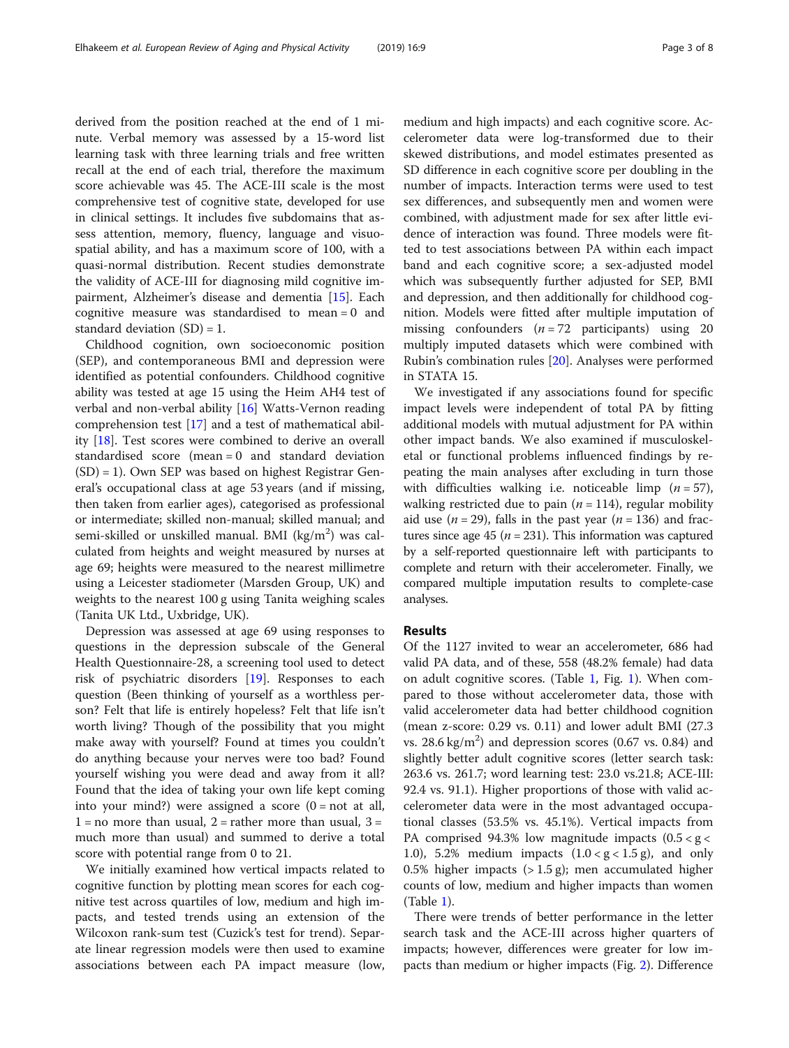derived from the position reached at the end of 1 minute. Verbal memory was assessed by a 15-word list learning task with three learning trials and free written recall at the end of each trial, therefore the maximum score achievable was 45. The ACE-III scale is the most comprehensive test of cognitive state, developed for use in clinical settings. It includes five subdomains that assess attention, memory, fluency, language and visuo-spatial ability, and has a maximum score of 100, with a quasi-normal distribution. Recent studies demonstrate the validity of ACE-III for diagnosing mild cognitive impairment, Alzheimer's disease and dementia [15]. Each cognitive measure was standardised to mean = 0 and standard deviation (SD) = 1.

Childhood cognition, own socioeconomic position (SEP), and contemporaneous BMI and depression were identified as potential confounders. Childhood cognitive ability was tested at age 15 using the Heim AH4 test of verbal and non-verbal ability [16] Watts-Vernon reading comprehension test [17] and a test of mathematical ability [18]. Test scores were combined to derive an overall standardised score (mean = 0 and standard deviation (SD) = 1). Own SEP was based on highest Registrar General's occupational class at age 53 years (and if missing, then taken from earlier ages), categorised as professional or intermediate; skilled non-manual; skilled manual; and semi-skilled or unskilled manual. BMI (kg/m$^2$) was calculated from heights and weight measured by nurses at age 69; heights were measured to the nearest millimetre using a Leicester stadiometer (Marsden Group, UK) and weights to the nearest 100 g using Tanita weighing scales (Tanita UK Ltd., Uxbridge, UK).

Depression was assessed at age 69 using responses to questions in the depression subscale of the General Health Questionnaire-28, a screening tool used to detect risk of psychiatric disorders [19]. Responses to each question (Been thinking of yourself as a worthless person? Felt that life is entirely hopeless? Felt that life isn't worth living? Though of the possibility that you might make away with yourself? Found at times you couldn't do anything because your nerves were too bad? Found yourself wishing you were dead and away from it all? Found that the idea of taking your own life kept coming into your mind?) were assigned a score (0 = not at all, 1 = no more than usual, 2 = rather more than usual, 3 = much more than usual) and summed to derive a total score with potential range from 0 to 21.

We initially examined how vertical impacts related to cognitive function by plotting mean scores for each cognitive test across quartiles of low, medium and high impacts, and tested trends using an extension of the Wilcoxon rank-sum test (Cuzick's test for trend). Separate linear regression models were then used to examine associations between each PA impact measure (low, medium and high impacts) and each cognitive score. Accelerometer data were log-transformed due to their skewed distributions, and model estimates presented as SD difference in each cognitive score per doubling in the number of impacts. Interaction terms were used to test sex differences, and subsequently men and women were combined, with adjustment made for sex after little evidence of interaction was found. Three models were fitted to test associations between PA within each impact band and each cognitive score; a sex-adjusted model which was subsequently further adjusted for SEP, BMI and depression, and then additionally for childhood cognition. Models were fitted after multiple imputation of missing confounders ($n$ = 72 participants) using 20 multiply imputed datasets which were combined with Rubin's combination rules [20]. Analyses were performed in STATA 15.

We investigated if any associations found for specific impact levels were independent of total PA by fitting additional models with mutual adjustment for PA within other impact bands. We also examined if musculoskeletal or functional problems influenced findings by repeating the main analyses after excluding in turn those with difficulties walking i.e. noticeable limp ($n$ = 57), walking restricted due to pain ($n$ = 114), regular mobility aid use ($n$ = 29), falls in the past year ($n$ = 136) and fractures since age 45 ($n$ = 231). This information was captured by a self-reported questionnaire left with participants to complete and return with their accelerometer. Finally, we compared multiple imputation results to complete-case analyses.

## Results

Of the 1127 invited to wear an accelerometer, 686 had valid PA data, and of these, 558 (48.2% female) had data on adult cognitive scores. (Table 1, Fig. 1). When compared to those without accelerometer data, those with valid accelerometer data had better childhood cognition (mean z-score: 0.29 vs. 0.11) and lower adult BMI (27.3 vs. 28.6 kg/m$^2$) and depression scores (0.67 vs. 0.84) and slightly better adult cognitive scores (letter search task: 263.6 vs. 261.7; word learning test: 23.0 vs.21.8; ACE-III: 92.4 vs. 91.1). Higher proportions of those with valid accelerometer data were in the most advantaged occupational classes (53.5% vs. 45.1%). Vertical impacts from PA comprised 94.3% low magnitude impacts ($0.5 < g < 1.0$), 5.2% medium impacts ($1.0 < g < 1.5$ g), and only 0.5% higher impacts (> 1.5 g); men accumulated higher counts of low, medium and higher impacts than women (Table 1).

There were trends of better performance in the letter search task and the ACE-III across higher quarters of impacts; however, differences were greater for low impacts than medium or higher impacts (Fig. 2). Difference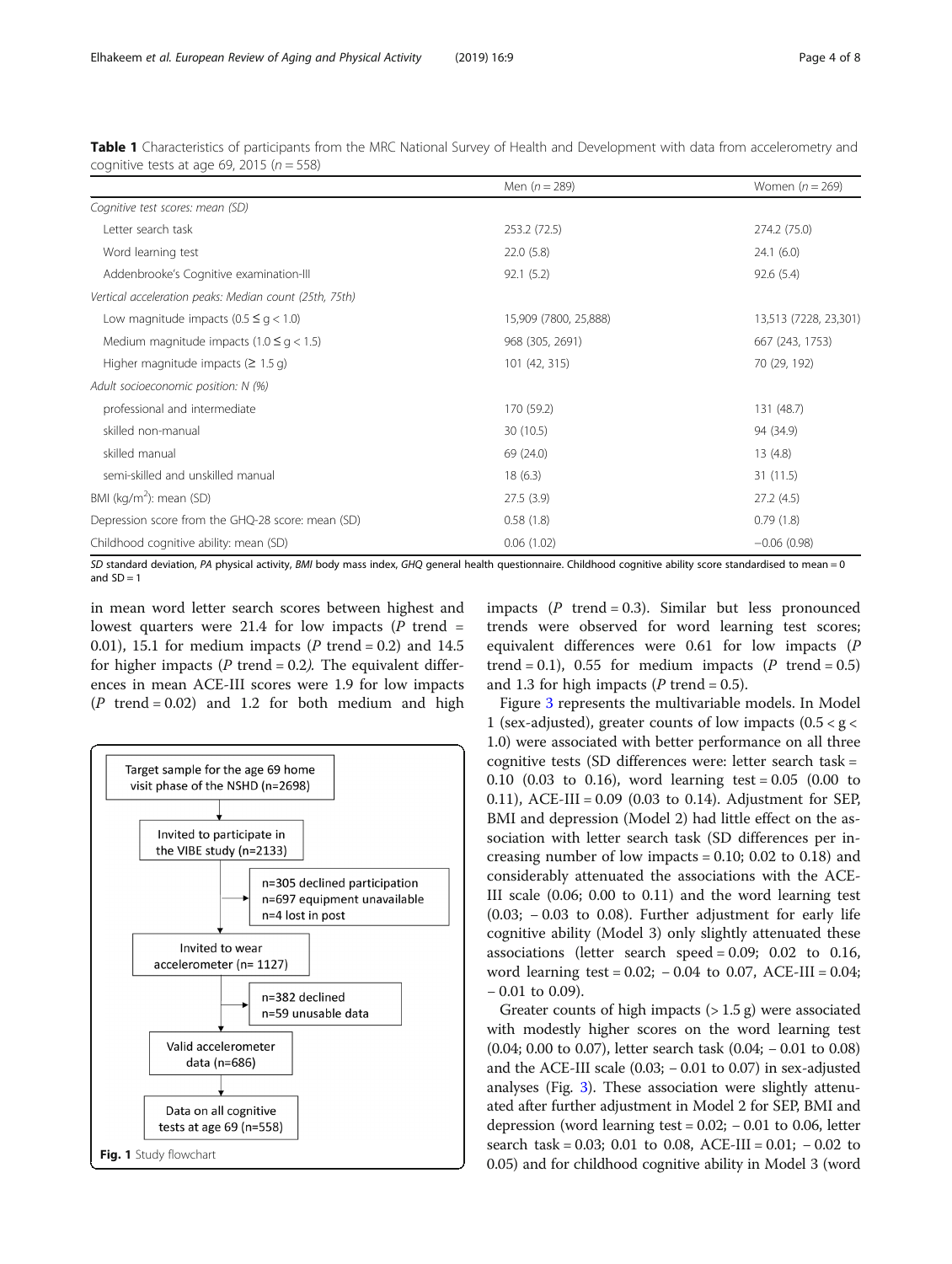**Table 1** Characteristics of participants from the MRC National Survey of Health and Development with data from accelerometry and cognitive tests at age 69, 2015 ($n = 558$)

| | Men ($n = 289$) | Women ($n = 269$) |
|---|---|---|
| *Cognitive test scores: mean (SD)* | | |
| Letter search task | 253.2 (72.5) | 274.2 (75.0) |
| Word learning test | 22.0 (5.8) | 24.1 (6.0) |
| Addenbrooke's Cognitive examination-III | 92.1 (5.2) | 92.6 (5.4) |
| *Vertical acceleration peaks: Median count (25th, 75th)* | | |
| Low magnitude impacts ($0.5 \leq g < 1.0$) | 15,909 (7800, 25,888) | 13,513 (7228, 23,301) |
| Medium magnitude impacts ($1.0 \leq g < 1.5$) | 968 (305, 2691) | 667 (243, 1753) |
| Higher magnitude impacts ($\geq 1.5$ g) | 101 (42, 315) | 70 (29, 192) |
| *Adult socioeconomic position: N (%)* | | |
| professional and intermediate | 170 (59.2) | 131 (48.7) |
| skilled non-manual | 30 (10.5) | 94 (34.9) |
| skilled manual | 69 (24.0) | 13 (4.8) |
| semi-skilled and unskilled manual | 18 (6.3) | 31 (11.5) |
| BMI (kg/m$^2$): mean (SD) | 27.5 (3.9) | 27.2 (4.5) |
| Depression score from the GHQ-28 score: mean (SD) | 0.58 (1.8) | 0.79 (1.8) |
| Childhood cognitive ability: mean (SD) | 0.06 (1.02) | −0.06 (0.98) |

*SD* standard deviation, *PA* physical activity, *BMI* body mass index, *GHQ* general health questionnaire. Childhood cognitive ability score standardised to mean = 0 and SD = 1

in mean word letter search scores between highest and lowest quarters were 21.4 for low impacts ($P$ trend = 0.01), 15.1 for medium impacts ($P$ trend = 0.2) and 14.5 for higher impacts ($P$ trend = 0.2). The equivalent differences in mean ACE-III scores were 1.9 for low impacts ($P$ trend = 0.02) and 1.2 for both medium and high impacts ($P$ trend = 0.3). Similar but less pronounced trends were observed for word learning test scores; equivalent differences were 0.61 for low impacts ($P$ trend = 0.1), 0.55 for medium impacts ($P$ trend = 0.5) and 1.3 for high impacts ($P$ trend = 0.5).

Target sample for the age 69 home visit phase of the NSHD (n=2698)
→ Invited to participate in the VIBE study (n=2133)
  - n=305 declined participation
  - n=697 equipment unavailable
  - n=4 lost in post
→ Invited to wear accelerometer (n= 1127)
  - n=382 declined
  - n=59 unusable data
→ Valid accelerometer data (n=686)
→ Data on all cognitive tests at age 69 (n=558)

**Fig. 1** Study flowchart

Figure 3 represents the multivariable models. In Model 1 (sex-adjusted), greater counts of low impacts ($0.5 < g < 1.0$) were associated with better performance on all three cognitive tests (SD differences were: letter search task = 0.10 (0.03 to 0.16), word learning test = 0.05 (0.00 to 0.11), ACE-III = 0.09 (0.03 to 0.14). Adjustment for SEP, BMI and depression (Model 2) had little effect on the association with letter search task (SD differences per increasing number of low impacts = 0.10; 0.02 to 0.18) and considerably attenuated the associations with the ACE-III scale (0.06; 0.00 to 0.11) and the word learning test (0.03; − 0.03 to 0.08). Further adjustment for early life cognitive ability (Model 3) only slightly attenuated these associations (letter search speed = 0.09; 0.02 to 0.16, word learning test = 0.02; − 0.04 to 0.07, ACE-III = 0.04; − 0.01 to 0.09).

Greater counts of high impacts (> 1.5 g) were associated with modestly higher scores on the word learning test (0.04; 0.00 to 0.07), letter search task (0.04; − 0.01 to 0.08) and the ACE-III scale (0.03; − 0.01 to 0.07) in sex-adjusted analyses (Fig. 3). These association were slightly attenuated after further adjustment in Model 2 for SEP, BMI and depression (word learning test = 0.02; − 0.01 to 0.06, letter search task = 0.03; 0.01 to 0.08, ACE-III = 0.01; − 0.02 to 0.05) and for childhood cognitive ability in Model 3 (word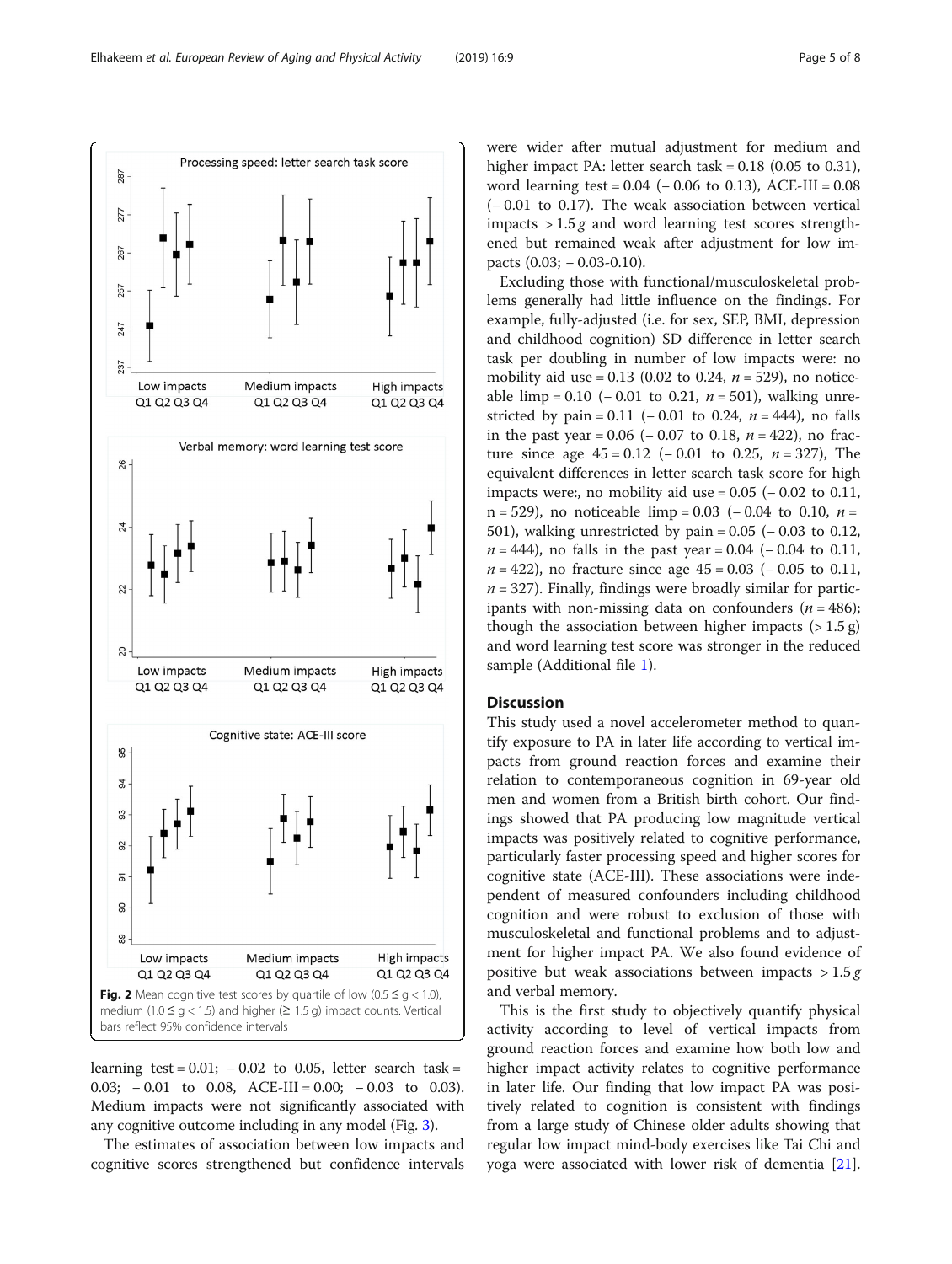Fig. 2 Mean cognitive test scores by quartile of low (0.5 ≤ g < 1.0), medium (1.0 ≤ g < 1.5) and higher (≥ 1.5 g) impact counts. Vertical bars reflect 95% confidence intervals

learning test = 0.01; − 0.02 to 0.05, letter search task = 0.03; − 0.01 to 0.08, ACE-III = 0.00; − 0.03 to 0.03). Medium impacts were not significantly associated with any cognitive outcome including in any model (Fig. 3).

The estimates of association between low impacts and cognitive scores strengthened but confidence intervals were wider after mutual adjustment for medium and higher impact PA: letter search task = 0.18 (0.05 to 0.31), word learning test = 0.04 (− 0.06 to 0.13), ACE-III = 0.08 (− 0.01 to 0.17). The weak association between vertical impacts > 1.5 *g* and word learning test scores strengthened but remained weak after adjustment for low impacts (0.03; − 0.03-0.10).

Excluding those with functional/musculoskeletal problems generally had little influence on the findings. For example, fully-adjusted (i.e. for sex, SEP, BMI, depression and childhood cognition) SD difference in letter search task per doubling in number of low impacts were: no mobility aid use = 0.13 (0.02 to 0.24, *n* = 529), no noticeable limp = 0.10 (− 0.01 to 0.21, *n* = 501), walking unrestricted by pain = 0.11 (− 0.01 to 0.24, *n* = 444), no falls in the past year = 0.06 (− 0.07 to 0.18, *n* = 422), no fracture since age 45 = 0.12 (− 0.01 to 0.25, *n* = 327), The equivalent differences in letter search task score for high impacts were:, no mobility aid use = 0.05 (− 0.02 to 0.11, n = 529), no noticeable limp = 0.03 (− 0.04 to 0.10, *n* = 501), walking unrestricted by pain = 0.05 (− 0.03 to 0.12, *n* = 444), no falls in the past year = 0.04 (− 0.04 to 0.11, *n* = 422), no fracture since age 45 = 0.03 (− 0.05 to 0.11, *n* = 327). Finally, findings were broadly similar for participants with non-missing data on confounders (*n* = 486); though the association between higher impacts (> 1.5 g) and word learning test score was stronger in the reduced sample (Additional file 1).

## Discussion

This study used a novel accelerometer method to quantify exposure to PA in later life according to vertical impacts from ground reaction forces and examine their relation to contemporaneous cognition in 69-year old men and women from a British birth cohort. Our findings showed that PA producing low magnitude vertical impacts was positively related to cognitive performance, particularly faster processing speed and higher scores for cognitive state (ACE-III). These associations were independent of measured confounders including childhood cognition and were robust to exclusion of those with musculoskeletal and functional problems and to adjustment for higher impact PA. We also found evidence of positive but weak associations between impacts > 1.5 *g* and verbal memory.

This is the first study to objectively quantify physical activity according to level of vertical impacts from ground reaction forces and examine how both low and higher impact activity relates to cognitive performance in later life. Our finding that low impact PA was positively related to cognition is consistent with findings from a large study of Chinese older adults showing that regular low impact mind-body exercises like Tai Chi and yoga were associated with lower risk of dementia [21].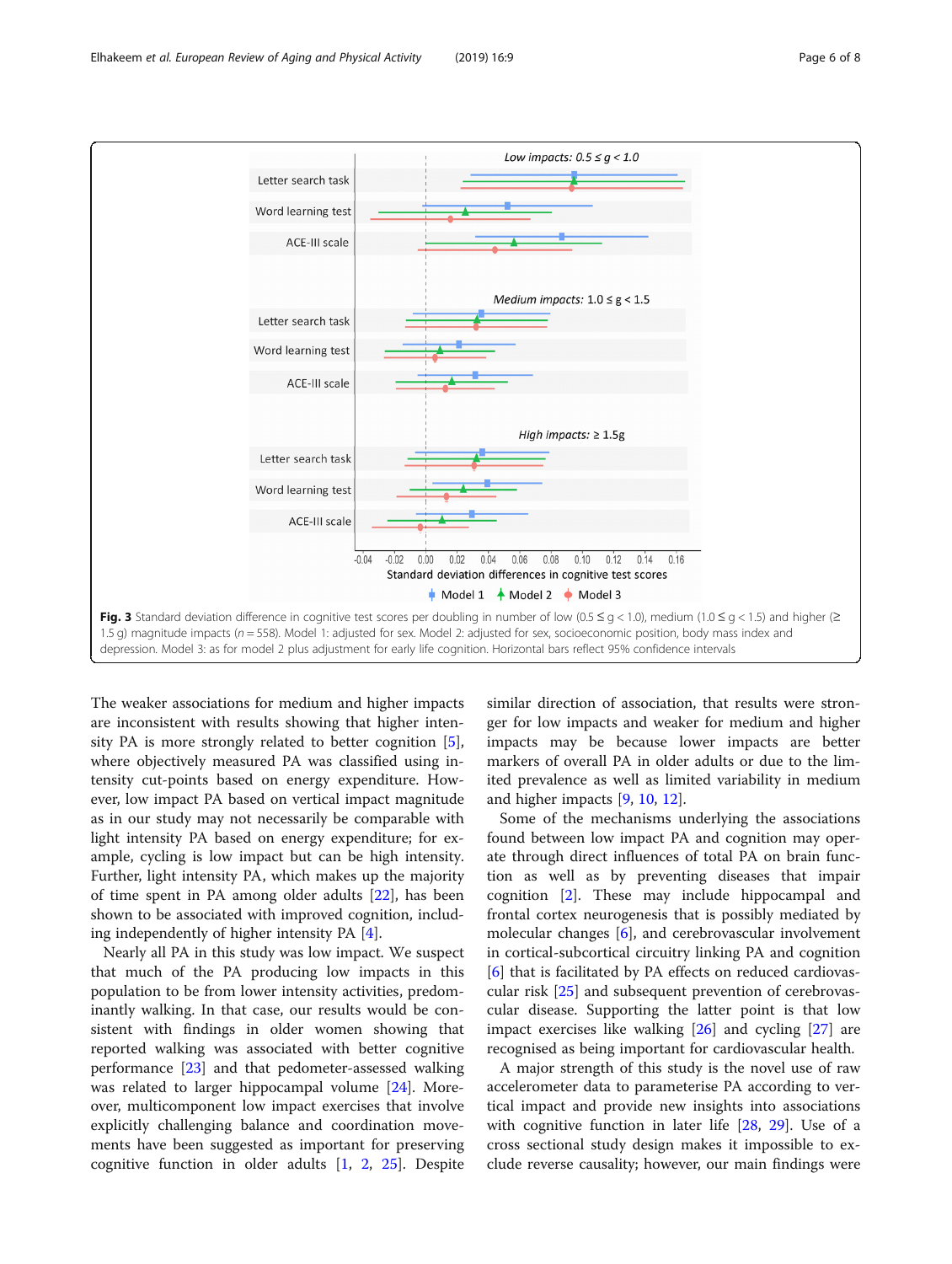**Fig. 3** Standard deviation difference in cognitive test scores per doubling in number of low (0.5 ≤ g < 1.0), medium (1.0 ≤ g < 1.5) and higher (≥ 1.5 g) magnitude impacts (*n* = 558). Model 1: adjusted for sex. Model 2: adjusted for sex, socioeconomic position, body mass index and depression. Model 3: as for model 2 plus adjustment for early life cognition. Horizontal bars reflect 95% confidence intervals

The weaker associations for medium and higher impacts are inconsistent with results showing that higher intensity PA is more strongly related to better cognition [5], where objectively measured PA was classified using intensity cut-points based on energy expenditure. However, low impact PA based on vertical impact magnitude as in our study may not necessarily be comparable with light intensity PA based on energy expenditure; for example, cycling is low impact but can be high intensity. Further, light intensity PA, which makes up the majority of time spent in PA among older adults [22], has been shown to be associated with improved cognition, including independently of higher intensity PA [4].

Nearly all PA in this study was low impact. We suspect that much of the PA producing low impacts in this population to be from lower intensity activities, predominantly walking. In that case, our results would be consistent with findings in older women showing that reported walking was associated with better cognitive performance [23] and that pedometer-assessed walking was related to larger hippocampal volume [24]. Moreover, multicomponent low impact exercises that involve explicitly challenging balance and coordination movements have been suggested as important for preserving cognitive function in older adults [1, 2, 25]. Despite similar direction of association, that results were stronger for low impacts and weaker for medium and higher impacts may be because lower impacts are better markers of overall PA in older adults or due to the limited prevalence as well as limited variability in medium and higher impacts [9, 10, 12].

Some of the mechanisms underlying the associations found between low impact PA and cognition may operate through direct influences of total PA on brain function as well as by preventing diseases that impair cognition [2]. These may include hippocampal and frontal cortex neurogenesis that is possibly mediated by molecular changes [6], and cerebrovascular involvement in cortical-subcortical circuitry linking PA and cognition [6] that is facilitated by PA effects on reduced cardiovascular risk [25] and subsequent prevention of cerebrovascular disease. Supporting the latter point is that low impact exercises like walking [26] and cycling [27] are recognised as being important for cardiovascular health.

A major strength of this study is the novel use of raw accelerometer data to parameterise PA according to vertical impact and provide new insights into associations with cognitive function in later life [28, 29]. Use of a cross sectional study design makes it impossible to exclude reverse causality; however, our main findings were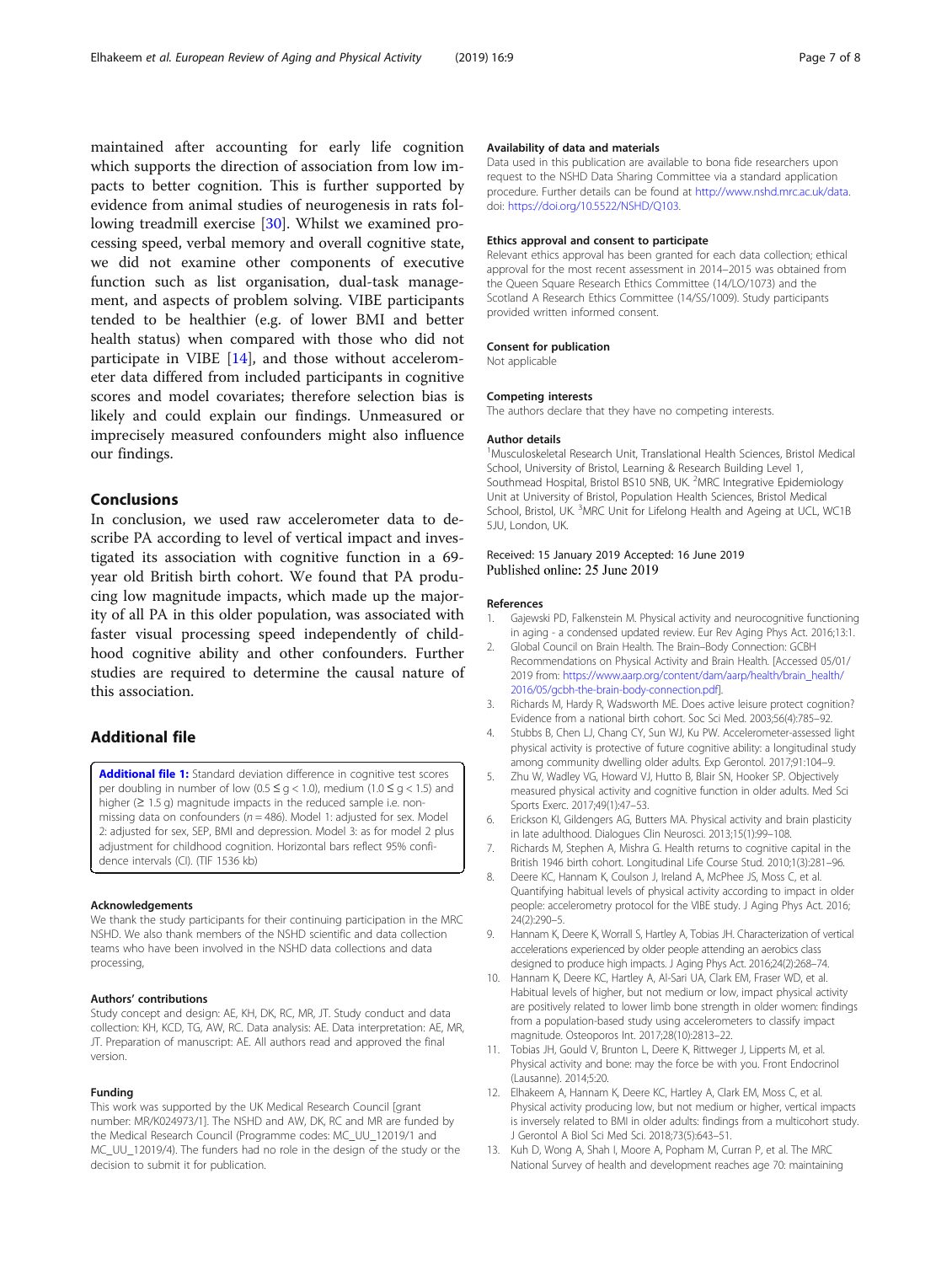maintained after accounting for early life cognition which supports the direction of association from low impacts to better cognition. This is further supported by evidence from animal studies of neurogenesis in rats following treadmill exercise [30]. Whilst we examined processing speed, verbal memory and overall cognitive state, we did not examine other components of executive function such as list organisation, dual-task management, and aspects of problem solving. VIBE participants tended to be healthier (e.g. of lower BMI and better health status) when compared with those who did not participate in VIBE [14], and those without accelerometer data differed from included participants in cognitive scores and model covariates; therefore selection bias is likely and could explain our findings. Unmeasured or imprecisely measured confounders might also influence our findings.

## Conclusions

In conclusion, we used raw accelerometer data to describe PA according to level of vertical impact and investigated its association with cognitive function in a 69-year old British birth cohort. We found that PA producing low magnitude impacts, which made up the majority of all PA in this older population, was associated with faster visual processing speed independently of childhood cognitive ability and other confounders. Further studies are required to determine the causal nature of this association.

## Additional file

**Additional file 1:** Standard deviation difference in cognitive test scores per doubling in number of low ($0.5 \le g < 1.0$), medium ($1.0 \le g < 1.5$) and higher ($\ge 1.5$ g) magnitude impacts in the reduced sample i.e. non-missing data on confounders ($n = 486$). Model 1: adjusted for sex. Model 2: adjusted for sex, SEP, BMI and depression. Model 3: as for model 2 plus adjustment for childhood cognition. Horizontal bars reflect 95% confidence intervals (CI). (TIF 1536 kb)

### Acknowledgements

We thank the study participants for their continuing participation in the MRC NSHD. We also thank members of the NSHD scientific and data collection teams who have been involved in the NSHD data collections and data processing,

### Authors' contributions

Study concept and design: AE, KH, DK, RC, MR, JT. Study conduct and data collection: KH, KCD, TG, AW, RC. Data analysis: AE. Data interpretation: AE, MR, JT. Preparation of manuscript: AE. All authors read and approved the final version.

### Funding

This work was supported by the UK Medical Research Council [grant number: MR/K024973/1]. The NSHD and AW, DK, RC and MR are funded by the Medical Research Council (Programme codes: MC_UU_12019/1 and MC_UU_12019/4). The funders had no role in the design of the study or the decision to submit it for publication.

### Availability of data and materials

Data used in this publication are available to bona fide researchers upon request to the NSHD Data Sharing Committee via a standard application procedure. Further details can be found at http://www.nshd.mrc.ac.uk/data. doi: https://doi.org/10.5522/NSHD/Q103.

### Ethics approval and consent to participate

Relevant ethics approval has been granted for each data collection; ethical approval for the most recent assessment in 2014–2015 was obtained from the Queen Square Research Ethics Committee (14/LO/1073) and the Scotland A Research Ethics Committee (14/SS/1009). Study participants provided written informed consent.

### Consent for publication

Not applicable

### Competing interests

The authors declare that they have no competing interests.

### Author details

[1]Musculoskeletal Research Unit, Translational Health Sciences, Bristol Medical School, University of Bristol, Learning & Research Building Level 1, Southmead Hospital, Bristol BS10 5NB, UK. [2]MRC Integrative Epidemiology Unit at University of Bristol, Population Health Sciences, Bristol Medical School, Bristol, UK. [3]MRC Unit for Lifelong Health and Ageing at UCL, WC1B 5JU, London, UK.

Received: 15 January 2019 Accepted: 16 June 2019
Published online: 25 June 2019

### References

1. Gajewski PD, Falkenstein M. Physical activity and neurocognitive functioning in aging - a condensed updated review. Eur Rev Aging Phys Act. 2016;13:1.
2. Global Council on Brain Health. The Brain–Body Connection: GCBH Recommendations on Physical Activity and Brain Health. [Accessed 05/01/2019 from: https://www.aarp.org/content/dam/aarp/health/brain_health/2016/05/gcbh-the-brain-body-connection.pdf].
3. Richards M, Hardy R, Wadsworth ME. Does active leisure protect cognition? Evidence from a national birth cohort. Soc Sci Med. 2003;56(4):785–92.
4. Stubbs B, Chen LJ, Chang CY, Sun WJ, Ku PW. Accelerometer-assessed light physical activity is protective of future cognitive ability: a longitudinal study among community dwelling older adults. Exp Gerontol. 2017;91:104–9.
5. Zhu W, Wadley VG, Howard VJ, Hutto B, Blair SN, Hooker SP. Objectively measured physical activity and cognitive function in older adults. Med Sci Sports Exerc. 2017;49(1):47–53.
6. Erickson KI, Gildengers AG, Butters MA. Physical activity and brain plasticity in late adulthood. Dialogues Clin Neurosci. 2013;15(1):99–108.
7. Richards M, Stephen A, Mishra G. Health returns to cognitive capital in the British 1946 birth cohort. Longitudinal Life Course Stud. 2010;1(3):281–96.
8. Deere KC, Hannam K, Coulson J, Ireland A, McPhee JS, Moss C, et al. Quantifying habitual levels of physical activity according to impact in older people: accelerometry protocol for the VIBE study. J Aging Phys Act. 2016;24(2):290–5.
9. Hannam K, Deere K, Worrall S, Hartley A, Tobias JH. Characterization of vertical accelerations experienced by older people attending an aerobics class designed to produce high impacts. J Aging Phys Act. 2016;24(2):268–74.
10. Hannam K, Deere KC, Hartley A, Al-Sari UA, Clark EM, Fraser WD, et al. Habitual levels of higher, but not medium or low, impact physical activity are positively related to lower limb bone strength in older women: findings from a population-based study using accelerometers to classify impact magnitude. Osteoporos Int. 2017;28(10):2813–22.
11. Tobias JH, Gould V, Brunton L, Deere K, Rittweger J, Lipperts M, et al. Physical activity and bone: may the force be with you. Front Endocrinol (Lausanne). 2014;5:20.
12. Elhakeem A, Hannam K, Deere KC, Hartley A, Clark EM, Moss C, et al. Physical activity producing low, but not medium or higher, vertical impacts is inversely related to BMI in older adults: findings from a multicohort study. J Gerontol A Biol Sci Med Sci. 2018;73(5):643–51.
13. Kuh D, Wong A, Shah I, Moore A, Popham M, Curran P, et al. The MRC National Survey of health and development reaches age 70: maintaining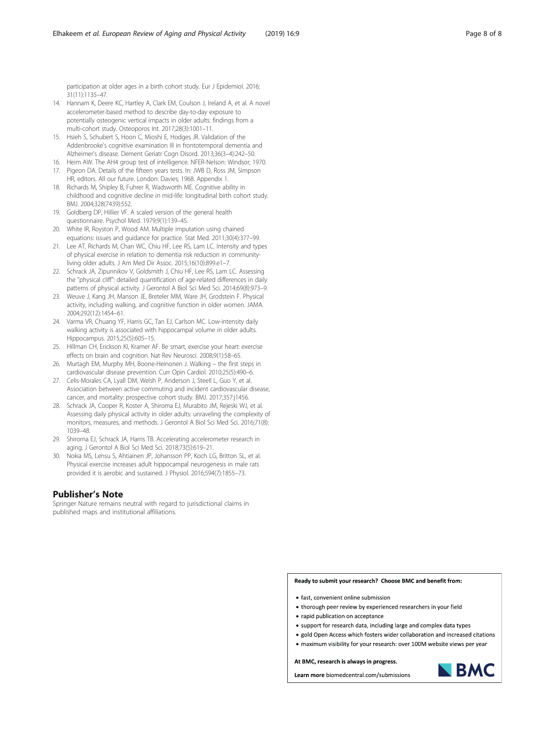participation at older ages in a birth cohort study. Eur J Epidemiol. 2016; 31(11):1135–47.

14. Hannam K, Deere KC, Hartley A, Clark EM, Coulson J, Ireland A, et al. A novel accelerometer-based method to describe day-to-day exposure to potentially osteogenic vertical impacts in older adults: findings from a multi-cohort study. Osteoporos Int. 2017;28(3):1001–11.
15. Hsieh S, Schubert S, Hoon C, Mioshi E, Hodges JR. Validation of the Addenbrooke's cognitive examination III in frontotemporal dementia and Alzheimer's disease. Dement Geriatr Cogn Disord. 2013;36(3–4):242–50.
16. Heim AW. The AH4 group test of intelligence. NFER-Nelson: Windsor; 1970.
17. Pigeon DA. Details of the fifteen years tests. In: JWB D, Ross JM, Simpson HR, editors. All our future. London: Davies; 1968. Appendix 1.
18. Richards M, Shipley B, Fuhrer R, Wadsworth ME. Cognitive ability in childhood and cognitive decline in mid-life: longitudinal birth cohort study. BMJ. 2004;328(7439):552.
19. Goldberg DP, Hillier VF. A scaled version of the general health questionnaire. Psychol Med. 1979;9(1):139–45.
20. White IR, Royston P, Wood AM. Multiple imputation using chained equations: issues and guidance for practice. Stat Med. 2011;30(4):377–99.
21. Lee AT, Richards M, Chan WC, Chiu HF, Lee RS, Lam LC. Intensity and types of physical exercise in relation to dementia risk reduction in community-living older adults. J Am Med Dir Assoc. 2015;16(10):899.e1–7.
22. Schrack JA, Zipunnikov V, Goldsmith J, Chiu HF, Lee RS, Lam LC. Assessing the "physical cliff": detailed quantification of age-related differences in daily patterns of physical activity. J Gerontol A Biol Sci Med Sci. 2014;69(8):973–9.
23. Weuve J, Kang JH, Manson JE, Breteler MM, Ware JH, Grodstein F. Physical activity, including walking, and cognitive function in older women. JAMA. 2004;292(12):1454–61.
24. Varma VR, Chuang YF, Harris GC, Tan EJ, Carlson MC. Low-intensity daily walking activity is associated with hippocampal volume in older adults. Hippocampus. 2015;25(5):605–15.
25. Hillman CH, Erickson KI, Kramer AF. Be smart, exercise your heart: exercise effects on brain and cognition. Nat Rev Neurosci. 2008;9(1):58–65.
26. Murtagh EM, Murphy MH, Boone-Heinonen J. Walking – the first steps in cardiovascular disease prevention. Curr Opin Cardiol. 2010;25(5):490–6.
27. Celis-Morales CA, Lyall DM, Welsh P, Anderson J, Steell L, Guo Y, et al. Association between active commuting and incident cardiovascular disease, cancer, and mortality: prospective cohort study. BMJ. 2017;357:j1456.
28. Schrack JA, Cooper R, Koster A, Shiroma EJ, Murabito JM, Rejeski WJ, et al. Assessing daily physical activity in older adults: unraveling the complexity of monitors, measures, and methods. J Gerontol A Biol Sci Med Sci. 2016;71(8): 1039–48.
29. Shiroma EJ, Schrack JA, Harris TB. Accelerating accelerometer research in aging. J Gerontol A Biol Sci Med Sci. 2018;73(5):619–21.
30. Nokia MS, Lensu S, Ahtiainen JP, Johansson PP, Koch LG, Britton SL, et al. Physical exercise increases adult hippocampal neurogenesis in male rats provided it is aerobic and sustained. J Physiol. 2016;594(7):1855–73.

## Publisher's Note

Springer Nature remains neutral with regard to jurisdictional claims in published maps and institutional affiliations.

**Ready to submit your research? Choose BMC and benefit from:**

- fast, convenient online submission
- thorough peer review by experienced researchers in your field
- rapid publication on acceptance
- support for research data, including large and complex data types
- gold Open Access which fosters wider collaboration and increased citations
- maximum visibility for your research: over 100M website views per year

**At BMC, research is always in progress.**

**Learn more** biomedcentral.com/submissions

BMC